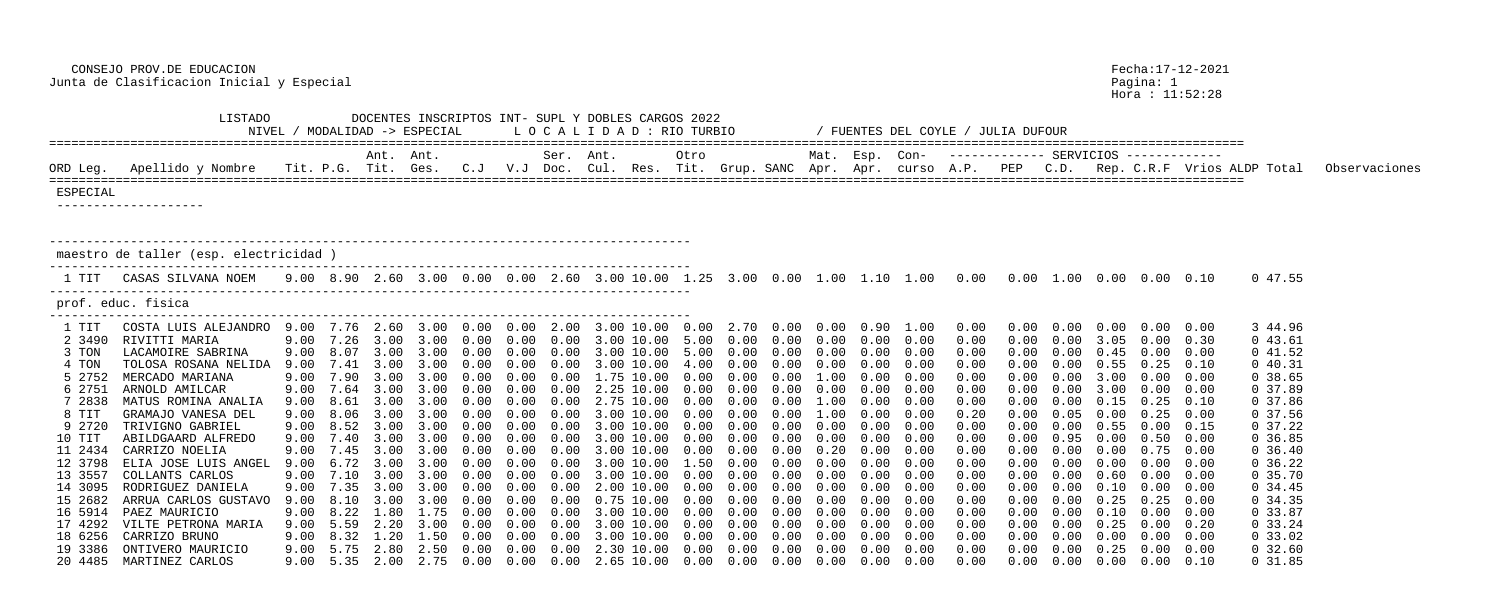CONSEJO PROV.DE EDUCACION
Junta de Clasificacion Inicial y Especial

Fecha:17-12-2021
Hora : 11:52:28

LISTADO DOCENTES INSCRIPTOS INT- SUPL Y DOBLES CARGOS 2022

NIVEL / MODALIDAD -> ESPECIAL    L O C A L I D A D : RIO TURBIO    / FUENTES DEL COYLE / JULIA DUFOUR

## ESPECIAL

### maestro de taller (esp. electricidad )

| ORD | Leg. | Apellido y Nombre | Tit. | P.G. | Ant. Tit. | Ant. Ges. | C.J | V.J | Ser. Doc. | Ant. Cul. | Res. | Otro Tit. | Grup. | SANC | Mat. Apr. | Esp. Apr. | Con-curso | A.P. | PEP | C.D. | Rep. | C.R.F | Vrios | ALDP | Total | Observaciones |
|---|---|---|---|---|---|---|---|---|---|---|---|---|---|---|---|---|---|---|---|---|---|---|---|---|---|---|
| 1 | TIT | CASAS SILVANA NOEM | 9.00 | 8.90 | 2.60 | 3.00 | 0.00 | 0.00 | 2.60 | 3.00 | 10.00 | 1.25 | 3.00 | 0.00 | 1.00 | 1.10 | 1.00 | 0.00 | 0.00 | 1.00 | 0.00 | 0.00 | 0.10 | 0 | 47.55 | |

### prof. educ. fisica

| ORD | Leg. | Apellido y Nombre | Tit. | P.G. | Ant. Tit. | Ant. Ges. | C.J | V.J | Ser. Doc. | Ant. Cul. | Res. | Otro Tit. | Grup. | SANC | Mat. Apr. | Esp. Apr. | Con-curso | A.P. | PEP | C.D. | Rep. | C.R.F | Vrios | ALDP | Total | Observaciones |
|---|---|---|---|---|---|---|---|---|---|---|---|---|---|---|---|---|---|---|---|---|---|---|---|---|---|---|
| 1 | TIT | COSTA LUIS ALEJANDRO | 9.00 | 7.76 | 2.60 | 3.00 | 0.00 | 0.00 | 2.00 | 3.00 | 10.00 | 0.00 | 2.70 | 0.00 | 0.00 | 0.90 | 1.00 | 0.00 | 0.00 | 0.00 | 0.00 | 0.00 | 0.00 | 3 | 44.96 | |
| 2 | 3490 | RIVITTI MARIA | 9.00 | 7.26 | 3.00 | 3.00 | 0.00 | 0.00 | 0.00 | 3.00 | 10.00 | 5.00 | 0.00 | 0.00 | 0.00 | 0.00 | 0.00 | 0.00 | 0.00 | 0.00 | 3.05 | 0.00 | 0.30 | 0 | 43.61 | |
| 3 | TON | LACAMOIRE SABRINA | 9.00 | 8.07 | 3.00 | 3.00 | 0.00 | 0.00 | 0.00 | 3.00 | 10.00 | 5.00 | 0.00 | 0.00 | 0.00 | 0.00 | 0.00 | 0.00 | 0.00 | 0.00 | 0.45 | 0.00 | 0.00 | 0 | 41.52 | |
| 4 | TON | TOLOSA ROSANA NELIDA | 9.00 | 7.41 | 3.00 | 3.00 | 0.00 | 0.00 | 0.00 | 3.00 | 10.00 | 4.00 | 0.00 | 0.00 | 0.00 | 0.00 | 0.00 | 0.00 | 0.00 | 0.00 | 0.55 | 0.25 | 0.10 | 0 | 40.31 | |
| 5 | 2752 | MERCADO MARIANA | 9.00 | 7.90 | 3.00 | 3.00 | 0.00 | 0.00 | 0.00 | 1.75 | 10.00 | 0.00 | 0.00 | 0.00 | 1.00 | 0.00 | 0.00 | 0.00 | 0.00 | 0.00 | 3.00 | 0.00 | 0.00 | 0 | 38.65 | |
| 6 | 2751 | ARNOLD AMILCAR | 9.00 | 7.64 | 3.00 | 3.00 | 0.00 | 0.00 | 0.00 | 2.25 | 10.00 | 0.00 | 0.00 | 0.00 | 0.00 | 0.00 | 0.00 | 0.00 | 0.00 | 0.00 | 3.00 | 0.00 | 0.00 | 0 | 37.89 | |
| 7 | 2838 | MATUS ROMINA ANALIA | 9.00 | 8.61 | 3.00 | 3.00 | 0.00 | 0.00 | 0.00 | 2.75 | 10.00 | 0.00 | 0.00 | 0.00 | 1.00 | 0.00 | 0.00 | 0.00 | 0.00 | 0.00 | 0.15 | 0.25 | 0.10 | 0 | 37.86 | |
| 8 | TIT | GRAMAJO VANESA DEL | 9.00 | 8.06 | 3.00 | 3.00 | 0.00 | 0.00 | 0.00 | 3.00 | 10.00 | 0.00 | 0.00 | 0.00 | 1.00 | 0.00 | 0.00 | 0.20 | 0.00 | 0.05 | 0.00 | 0.25 | 0.00 | 0 | 37.56 | |
| 9 | 2720 | TRIVIGNO GABRIEL | 9.00 | 8.52 | 3.00 | 3.00 | 0.00 | 0.00 | 0.00 | 3.00 | 10.00 | 0.00 | 0.00 | 0.00 | 0.00 | 0.00 | 0.00 | 0.00 | 0.00 | 0.00 | 0.55 | 0.00 | 0.15 | 0 | 37.22 | |
| 10 | TIT | ABILDGAARD ALFREDO | 9.00 | 7.40 | 3.00 | 3.00 | 0.00 | 0.00 | 0.00 | 3.00 | 10.00 | 0.00 | 0.00 | 0.00 | 0.00 | 0.00 | 0.00 | 0.00 | 0.00 | 0.95 | 0.00 | 0.50 | 0.00 | 0 | 36.85 | |
| 11 | 2434 | CARRIZO NOELIA | 9.00 | 7.45 | 3.00 | 3.00 | 0.00 | 0.00 | 0.00 | 3.00 | 10.00 | 0.00 | 0.00 | 0.00 | 0.20 | 0.00 | 0.00 | 0.00 | 0.00 | 0.00 | 0.00 | 0.75 | 0.00 | 0 | 36.40 | |
| 12 | 3798 | ELIA JOSE LUIS ANGEL | 9.00 | 6.72 | 3.00 | 3.00 | 0.00 | 0.00 | 0.00 | 3.00 | 10.00 | 1.50 | 0.00 | 0.00 | 0.00 | 0.00 | 0.00 | 0.00 | 0.00 | 0.00 | 0.00 | 0.00 | 0.00 | 0 | 36.22 | |
| 13 | 3557 | COLLANTS CARLOS | 9.00 | 7.10 | 3.00 | 3.00 | 0.00 | 0.00 | 0.00 | 3.00 | 10.00 | 0.00 | 0.00 | 0.00 | 0.00 | 0.00 | 0.00 | 0.00 | 0.00 | 0.00 | 0.60 | 0.00 | 0.00 | 0 | 35.70 | |
| 14 | 3095 | RODRIGUEZ DANIELA | 9.00 | 7.35 | 3.00 | 3.00 | 0.00 | 0.00 | 0.00 | 2.00 | 10.00 | 0.00 | 0.00 | 0.00 | 0.00 | 0.00 | 0.00 | 0.00 | 0.00 | 0.00 | 0.10 | 0.00 | 0.00 | 0 | 34.45 | |
| 15 | 2682 | ARRUA CARLOS GUSTAVO | 9.00 | 8.10 | 3.00 | 3.00 | 0.00 | 0.00 | 0.00 | 0.75 | 10.00 | 0.00 | 0.00 | 0.00 | 0.00 | 0.00 | 0.00 | 0.00 | 0.00 | 0.00 | 0.25 | 0.25 | 0.00 | 0 | 34.35 | |
| 16 | 5914 | PAEZ MAURICIO | 9.00 | 8.22 | 1.80 | 1.75 | 0.00 | 0.00 | 0.00 | 3.00 | 10.00 | 0.00 | 0.00 | 0.00 | 0.00 | 0.00 | 0.00 | 0.00 | 0.00 | 0.00 | 0.10 | 0.00 | 0.00 | 0 | 33.87 | |
| 17 | 4292 | VILTE PETRONA MARIA | 9.00 | 5.59 | 2.20 | 3.00 | 0.00 | 0.00 | 0.00 | 3.00 | 10.00 | 0.00 | 0.00 | 0.00 | 0.00 | 0.00 | 0.00 | 0.00 | 0.00 | 0.00 | 0.25 | 0.00 | 0.20 | 0 | 33.24 | |
| 18 | 6256 | CARRIZO BRUNO | 9.00 | 8.32 | 1.20 | 1.50 | 0.00 | 0.00 | 0.00 | 3.00 | 10.00 | 0.00 | 0.00 | 0.00 | 0.00 | 0.00 | 0.00 | 0.00 | 0.00 | 0.00 | 0.00 | 0.00 | 0.00 | 0 | 33.02 | |
| 19 | 3386 | ONTIVERO MAURICIO | 9.00 | 5.75 | 2.80 | 2.50 | 0.00 | 0.00 | 0.00 | 2.30 | 10.00 | 0.00 | 0.00 | 0.00 | 0.00 | 0.00 | 0.00 | 0.00 | 0.00 | 0.00 | 0.25 | 0.00 | 0.00 | 0 | 32.60 | |
| 20 | 4485 | MARTINEZ CARLOS | 9.00 | 5.35 | 2.00 | 2.75 | 0.00 | 0.00 | 0.00 | 2.65 | 10.00 | 0.00 | 0.00 | 0.00 | 0.00 | 0.00 | 0.00 | 0.00 | 0.00 | 0.00 | 0.00 | 0.00 | 0.10 | 0 | 31.85 | |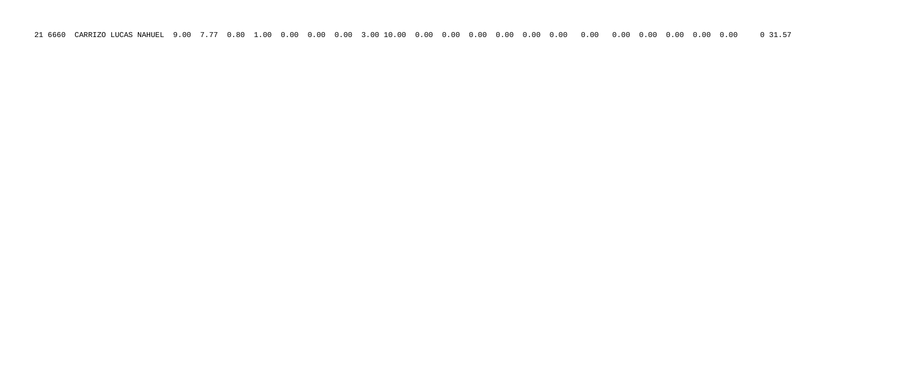21 6660  CARRIZO LUCAS NAHUEL  9.00  7.77  0.80  1.00  0.00  0.00  0.00  3.00 10.00  0.00  0.00  0.00  0.00  0.00  0.00   0.00   0.00  0.00  0.00  0.00  0.00     0 31.57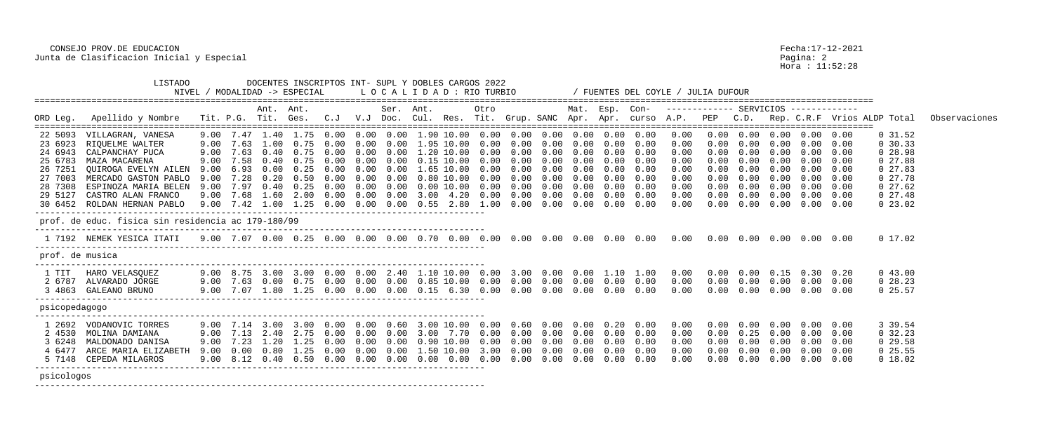CONSEJO PROV.DE EDUCACION
Junta de Clasificacion Inicial y Especial

Fecha:17-12-2021
Pagina: 2
Hora : 11:52:28

LISTADO DOCENTES INSCRIPTOS INT- SUPL Y DOBLES CARGOS 2022
NIVEL / MODALIDAD -> ESPECIAL    L O C A L I D A D : RIO TURBIO    / FUENTES DEL COYLE / JULIA DUFOUR

| ORD | Leg. | Apellido y Nombre | Tit. | P.G. | Ant. Tit. | Ant. Ges. | C.J | V.J | Ser. Doc. | Ant. Cul. | Res. | Otro Tit. | Grup. | SANC | Mat. Apr. | Esp. Apr. | Con- curso | A.P. | PEP | C.D. | Rep. | C.R.F | Vrios | ALDP | Total | Observaciones |
|---|---|---|---|---|---|---|---|---|---|---|---|---|---|---|---|---|---|---|---|---|---|---|---|---|---|---|
| 22 | 5093 | VILLAGRAN, VANESA | 9.00 | 7.47 | 1.40 | 1.75 | 0.00 | 0.00 | 0.00 | 1.90 | 10.00 | 0.00 | 0.00 | 0.00 | 0.00 | 0.00 | 0.00 | 0.00 | 0.00 | 0.00 | 0.00 | 0.00 | 0.00 | 0 | 31.52 | |
| 23 | 6923 | RIQUELME WALTER | 9.00 | 7.63 | 1.00 | 0.75 | 0.00 | 0.00 | 0.00 | 1.95 | 10.00 | 0.00 | 0.00 | 0.00 | 0.00 | 0.00 | 0.00 | 0.00 | 0.00 | 0.00 | 0.00 | 0.00 | 0.00 | 0 | 30.33 | |
| 24 | 6943 | CALPANCHAY PUCA | 9.00 | 7.63 | 0.40 | 0.75 | 0.00 | 0.00 | 0.00 | 1.20 | 10.00 | 0.00 | 0.00 | 0.00 | 0.00 | 0.00 | 0.00 | 0.00 | 0.00 | 0.00 | 0.00 | 0.00 | 0.00 | 0 | 28.98 | |
| 25 | 6783 | MAZA MACARENA | 9.00 | 7.58 | 0.40 | 0.75 | 0.00 | 0.00 | 0.00 | 0.15 | 10.00 | 0.00 | 0.00 | 0.00 | 0.00 | 0.00 | 0.00 | 0.00 | 0.00 | 0.00 | 0.00 | 0.00 | 0.00 | 0 | 27.88 | |
| 26 | 7251 | QUIROGA EVELYN AILEN | 9.00 | 6.93 | 0.00 | 0.25 | 0.00 | 0.00 | 0.00 | 1.65 | 10.00 | 0.00 | 0.00 | 0.00 | 0.00 | 0.00 | 0.00 | 0.00 | 0.00 | 0.00 | 0.00 | 0.00 | 0.00 | 0 | 27.83 | |
| 27 | 7003 | MERCADO GASTON PABLO | 9.00 | 7.28 | 0.20 | 0.50 | 0.00 | 0.00 | 0.00 | 0.80 | 10.00 | 0.00 | 0.00 | 0.00 | 0.00 | 0.00 | 0.00 | 0.00 | 0.00 | 0.00 | 0.00 | 0.00 | 0.00 | 0 | 27.78 | |
| 28 | 7308 | ESPINOZA MARIA BELEN | 9.00 | 7.97 | 0.40 | 0.25 | 0.00 | 0.00 | 0.00 | 0.00 | 10.00 | 0.00 | 0.00 | 0.00 | 0.00 | 0.00 | 0.00 | 0.00 | 0.00 | 0.00 | 0.00 | 0.00 | 0.00 | 0 | 27.62 | |
| 29 | 5127 | CASTRO ALAN FRANCO | 9.00 | 7.68 | 1.60 | 2.00 | 0.00 | 0.00 | 0.00 | 3.00 | 4.20 | 0.00 | 0.00 | 0.00 | 0.00 | 0.00 | 0.00 | 0.00 | 0.00 | 0.00 | 0.00 | 0.00 | 0.00 | 0 | 27.48 | |
| 30 | 6452 | ROLDAN HERNAN PABLO | 9.00 | 7.42 | 1.00 | 1.25 | 0.00 | 0.00 | 0.00 | 0.55 | 2.80 | 1.00 | 0.00 | 0.00 | 0.00 | 0.00 | 0.00 | 0.00 | 0.00 | 0.00 | 0.00 | 0.00 | 0.00 | 0 | 23.02 | |
| **prof. de educ. fisica sin residencia ac 179-180/99** | | | | | | | | | | | | | | | | | | | | | | | | | | |
| 1 | 7192 | NEMEK YESICA ITATI | 9.00 | 7.07 | 0.00 | 0.25 | 0.00 | 0.00 | 0.00 | 0.70 | 0.00 | 0.00 | 0.00 | 0.00 | 0.00 | 0.00 | 0.00 | 0.00 | 0.00 | 0.00 | 0.00 | 0.00 | 0.00 | 0 | 17.02 | |
| **prof. de musica** | | | | | | | | | | | | | | | | | | | | | | | | | | |
| 1 | TIT | HARO VELASQUEZ | 9.00 | 8.75 | 3.00 | 3.00 | 0.00 | 0.00 | 2.40 | 1.10 | 10.00 | 0.00 | 3.00 | 0.00 | 0.00 | 1.10 | 1.00 | 0.00 | 0.00 | 0.00 | 0.15 | 0.30 | 0.20 | 0 | 43.00 | |
| 2 | 6787 | ALVARADO JORGE | 9.00 | 7.63 | 0.00 | 0.75 | 0.00 | 0.00 | 0.00 | 0.85 | 10.00 | 0.00 | 0.00 | 0.00 | 0.00 | 0.00 | 0.00 | 0.00 | 0.00 | 0.00 | 0.00 | 0.00 | 0.00 | 0 | 28.23 | |
| 3 | 4863 | GALEANO BRUNO | 9.00 | 7.07 | 1.80 | 1.25 | 0.00 | 0.00 | 0.00 | 0.15 | 6.30 | 0.00 | 0.00 | 0.00 | 0.00 | 0.00 | 0.00 | 0.00 | 0.00 | 0.00 | 0.00 | 0.00 | 0.00 | 0 | 25.57 | |
| **psicopedagogo** | | | | | | | | | | | | | | | | | | | | | | | | | | |
| 1 | 2692 | VODANOVIC TORRES | 9.00 | 7.14 | 3.00 | 3.00 | 0.00 | 0.00 | 0.60 | 3.00 | 10.00 | 0.00 | 0.60 | 0.00 | 0.00 | 0.20 | 0.00 | 0.00 | 0.00 | 0.00 | 0.00 | 0.00 | 0.00 | 3 | 39.54 | |
| 2 | 4530 | MOLINA DAMIANA | 9.00 | 7.13 | 2.40 | 2.75 | 0.00 | 0.00 | 0.00 | 3.00 | 7.70 | 0.00 | 0.00 | 0.00 | 0.00 | 0.00 | 0.00 | 0.00 | 0.00 | 0.25 | 0.00 | 0.00 | 0.00 | 0 | 32.23 | |
| 3 | 6248 | MALDONADO DANISA | 9.00 | 7.23 | 1.20 | 1.25 | 0.00 | 0.00 | 0.00 | 0.90 | 10.00 | 0.00 | 0.00 | 0.00 | 0.00 | 0.00 | 0.00 | 0.00 | 0.00 | 0.00 | 0.00 | 0.00 | 0.00 | 0 | 29.58 | |
| 4 | 6477 | ARCE MARIA ELIZABETH | 9.00 | 0.00 | 0.80 | 1.25 | 0.00 | 0.00 | 0.00 | 1.50 | 10.00 | 3.00 | 0.00 | 0.00 | 0.00 | 0.00 | 0.00 | 0.00 | 0.00 | 0.00 | 0.00 | 0.00 | 0.00 | 0 | 25.55 | |
| 5 | 7148 | CEPEDA MILAGROS | 9.00 | 8.12 | 0.40 | 0.50 | 0.00 | 0.00 | 0.00 | 0.00 | 0.00 | 0.00 | 0.00 | 0.00 | 0.00 | 0.00 | 0.00 | 0.00 | 0.00 | 0.00 | 0.00 | 0.00 | 0.00 | 0 | 18.02 | |
| **psicologos** | | | | | | | | | | | | | | | | | | | | | | | | | | |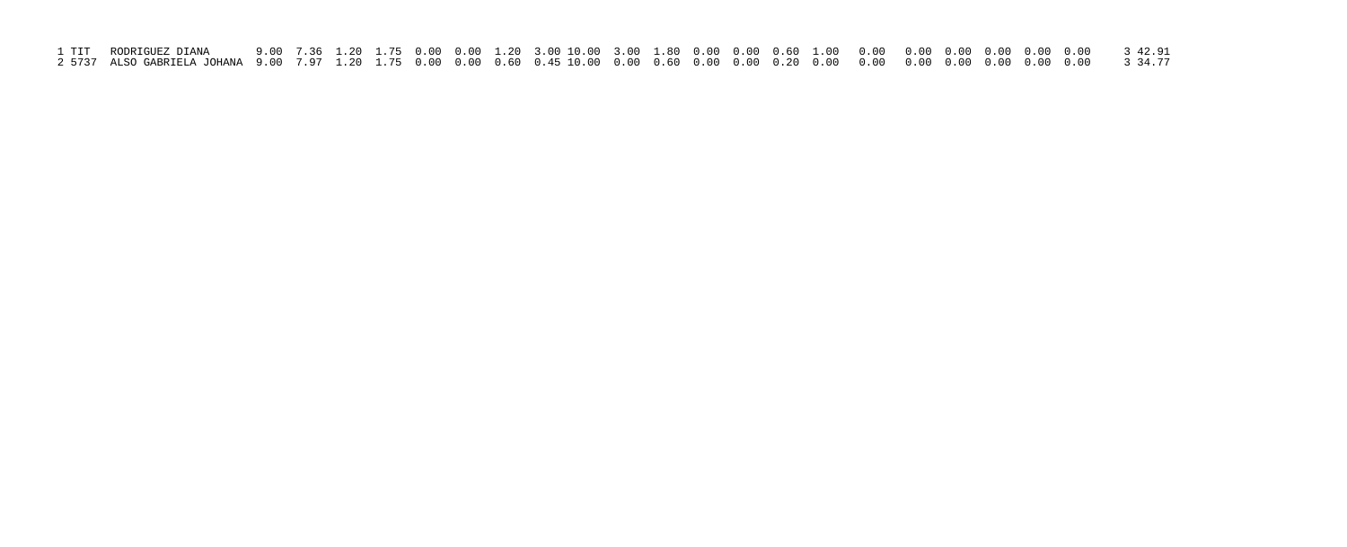| | | | | | | | | | | | | | | | | | | | | | | | | | | |
|---|---|---|---|---|---|---|---|---|---|---|---|---|---|---|---|---|---|---|---|---|---|---|---|---|---|---|
| 1 | TIT | RODRIGUEZ DIANA | 9.00 | 7.36 | 1.20 | 1.75 | 0.00 | 0.00 | 1.20 | 3.00 | 10.00 | 3.00 | 1.80 | 0.00 | 0.00 | 0.60 | 1.00 | 0.00 | 0.00 | 0.00 | 0.00 | 0.00 | 0.00 | 3 | 42.91 |
| 2 | 5737 | ALSO GABRIELA JOHANA | 9.00 | 7.97 | 1.20 | 1.75 | 0.00 | 0.00 | 0.60 | 0.45 | 10.00 | 0.00 | 0.60 | 0.00 | 0.00 | 0.20 | 0.00 | 0.00 | 0.00 | 0.00 | 0.00 | 0.00 | 0.00 | 3 | 34.77 |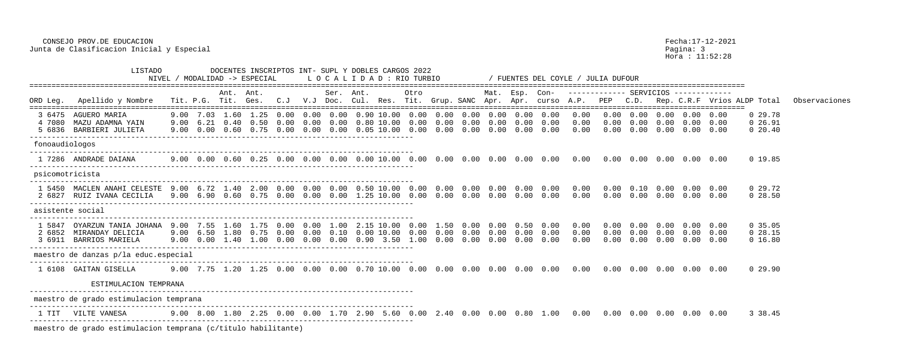CONSEJO PROV.DE EDUCACION
Junta de Clasificacion Inicial y Especial

Fecha:17-12-2021
Hora : 11:52:28

LISTADO DOCENTES INSCRIPTOS INT- SUPL Y DOBLES CARGOS 2022

NIVEL / MODALIDAD -> ESPECIAL     L O C A L I D A D : RIO TURBIO     / FUENTES DEL COYLE / JULIA DUFOUR

| ORD | Leg. | Apellido y Nombre | Tit. | P.G. | Ant. Tit. | Ant. Ges. | C.J | V.J | Ser. Doc. | Ant. Cul. | Res. | Otro Tit. | Grup. | SANC | Mat. Apr. | Esp. Apr. | Con- curso | A.P. | PEP | C.D. | Rep. | C.R.F | Vrios | ALDP | Total | Observaciones |
|---|---|---|---|---|---|---|---|---|---|---|---|---|---|---|---|---|---|---|---|---|---|---|---|---|---|---|
| 3 | 6475 | AGUERO MARIA | 9.00 | 7.03 | 1.60 | 1.25 | 0.00 | 0.00 | 0.00 | 0.90 | 10.00 | 0.00 | 0.00 | 0.00 | 0.00 | 0.00 | 0.00 | 0.00 | 0.00 | 0.00 | 0.00 | 0.00 | 0.00 | 0 | 29.78 | |
| 4 | 7080 | MAZU ADAMNA YAIN | 9.00 | 6.21 | 0.40 | 0.50 | 0.00 | 0.00 | 0.00 | 0.80 | 10.00 | 0.00 | 0.00 | 0.00 | 0.00 | 0.00 | 0.00 | 0.00 | 0.00 | 0.00 | 0.00 | 0.00 | 0.00 | 0 | 26.91 | |
| 5 | 6836 | BARBIERI JULIETA | 9.00 | 0.00 | 0.60 | 0.75 | 0.00 | 0.00 | 0.00 | 0.05 | 10.00 | 0.00 | 0.00 | 0.00 | 0.00 | 0.00 | 0.00 | 0.00 | 0.00 | 0.00 | 0.00 | 0.00 | 0.00 | 0 | 20.40 | |
| **fonoaudiologos** | | | | | | | | | | | | | | | | | | | | | | | | | | |
| 1 | 7286 | ANDRADE DAIANA | 9.00 | 0.00 | 0.60 | 0.25 | 0.00 | 0.00 | 0.00 | 0.00 | 10.00 | 0.00 | 0.00 | 0.00 | 0.00 | 0.00 | 0.00 | 0.00 | 0.00 | 0.00 | 0.00 | 0.00 | 0.00 | 0 | 19.85 | |
| **psicomotricista** | | | | | | | | | | | | | | | | | | | | | | | | | | |
| 1 | 5450 | MACLEN ANAHI CELESTE | 9.00 | 6.72 | 1.40 | 2.00 | 0.00 | 0.00 | 0.00 | 0.50 | 10.00 | 0.00 | 0.00 | 0.00 | 0.00 | 0.00 | 0.00 | 0.00 | 0.00 | 0.10 | 0.00 | 0.00 | 0.00 | 0 | 29.72 | |
| 2 | 6827 | RUIZ IVANA CECILIA | 9.00 | 6.90 | 0.60 | 0.75 | 0.00 | 0.00 | 0.00 | 1.25 | 10.00 | 0.00 | 0.00 | 0.00 | 0.00 | 0.00 | 0.00 | 0.00 | 0.00 | 0.00 | 0.00 | 0.00 | 0.00 | 0 | 28.50 | |
| **asistente social** | | | | | | | | | | | | | | | | | | | | | | | | | | |
| 1 | 5847 | OYARZUN TANIA JOHANA | 9.00 | 7.55 | 1.60 | 1.75 | 0.00 | 0.00 | 1.00 | 2.15 | 10.00 | 0.00 | 1.50 | 0.00 | 0.00 | 0.50 | 0.00 | 0.00 | 0.00 | 0.00 | 0.00 | 0.00 | 0.00 | 0 | 35.05 | |
| 2 | 6852 | MIRANDAY DELICIA | 9.00 | 6.50 | 1.80 | 0.75 | 0.00 | 0.00 | 0.10 | 0.00 | 10.00 | 0.00 | 0.00 | 0.00 | 0.00 | 0.00 | 0.00 | 0.00 | 0.00 | 0.00 | 0.00 | 0.00 | 0.00 | 0 | 28.15 | |
| 3 | 6911 | BARRIOS MARIELA | 9.00 | 0.00 | 1.40 | 1.00 | 0.00 | 0.00 | 0.00 | 0.90 | 3.50 | 1.00 | 0.00 | 0.00 | 0.00 | 0.00 | 0.00 | 0.00 | 0.00 | 0.00 | 0.00 | 0.00 | 0.00 | 0 | 16.80 | |
| **maestro de danzas p/la educ.especial** | | | | | | | | | | | | | | | | | | | | | | | | | | |
| 1 | 6108 | GAITAN GISELLA | 9.00 | 7.75 | 1.20 | 1.25 | 0.00 | 0.00 | 0.00 | 0.70 | 10.00 | 0.00 | 0.00 | 0.00 | 0.00 | 0.00 | 0.00 | 0.00 | 0.00 | 0.00 | 0.00 | 0.00 | 0.00 | 0 | 29.90 | |
| **ESTIMULACION TEMPRANA** | | | | | | | | | | | | | | | | | | | | | | | | | | |
| **maestro de grado estimulacion temprana** | | | | | | | | | | | | | | | | | | | | | | | | | | |
| 1 | TIT | VILTE VANESA | 9.00 | 8.00 | 1.80 | 2.25 | 0.00 | 0.00 | 1.70 | 2.90 | 5.60 | 0.00 | 2.40 | 0.00 | 0.00 | 0.80 | 1.00 | 0.00 | 0.00 | 0.00 | 0.00 | 0.00 | 0.00 | 3 | 38.45 | |
| **maestro de grado estimulacion temprana (c/titulo habilitante)** | | | | | | | | | | | | | | | | | | | | | | | | | | |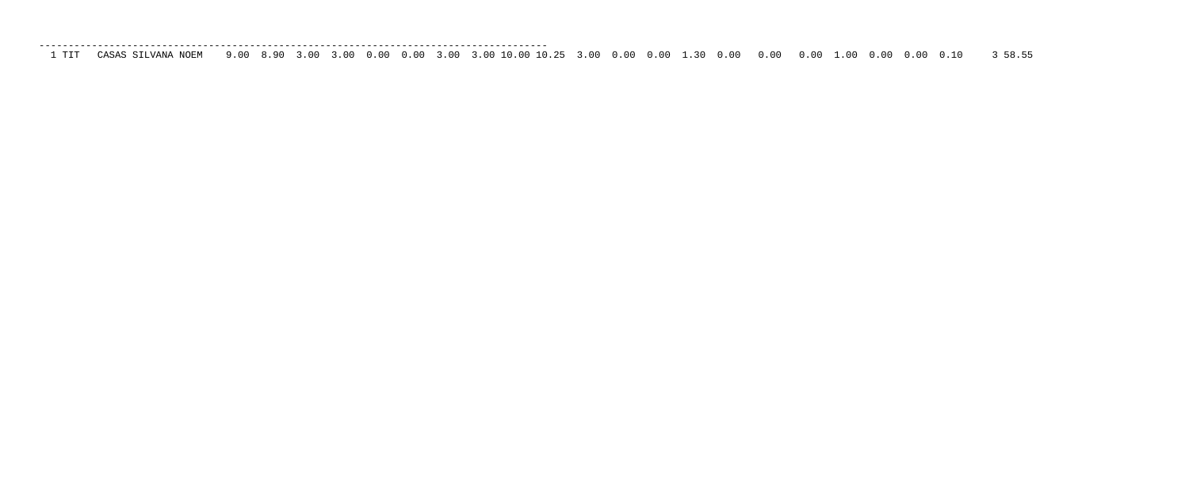```
-------------------------------------------------------------------------------------------
 1 TIT   CASAS SILVANA NOEM    9.00  8.90  3.00  3.00  0.00  0.00  3.00  3.00 10.00 10.25  3.00  0.00  0.00  1.30  0.00   0.00   0.00  1.00  0.00  0.00  0.10     3 58.55
```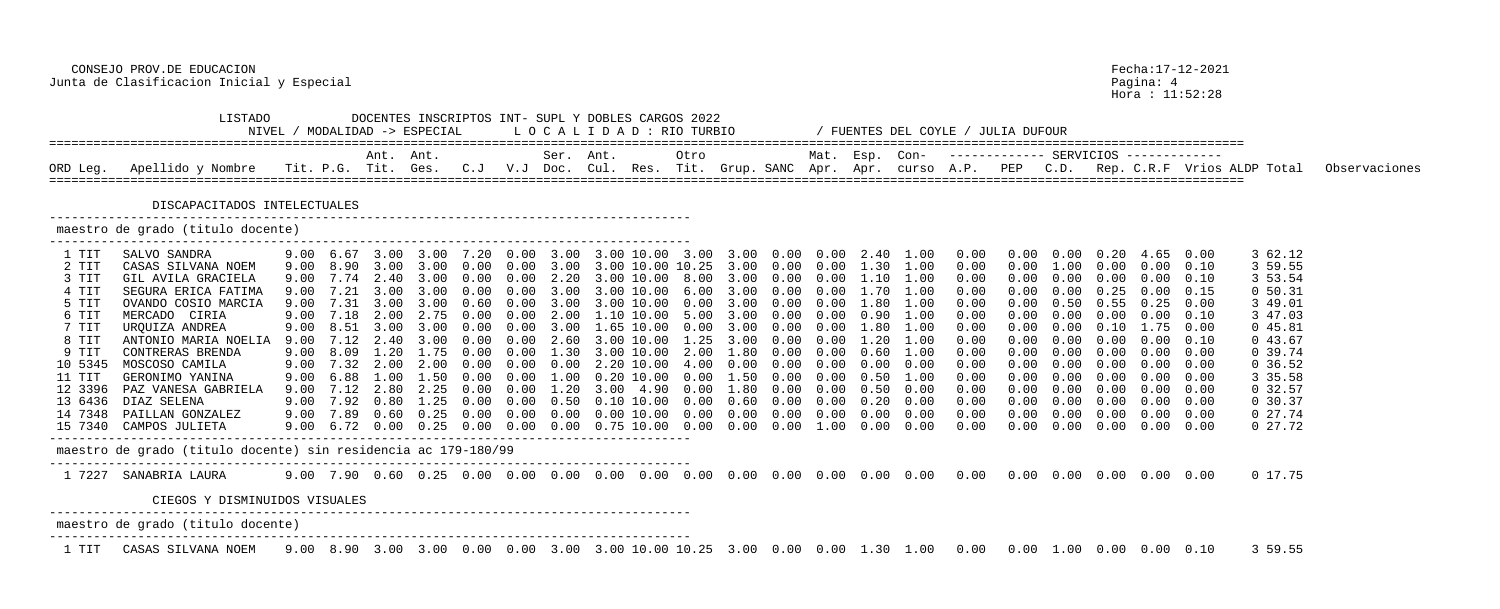CONSEJO PROV.DE EDUCACION
Junta de Clasificacion Inicial y Especial

Fecha:17-12-2021
Hora : 11:52:28

LISTADO DOCENTES INSCRIPTOS INT- SUPL Y DOBLES CARGOS 2022
NIVEL / MODALIDAD -> ESPECIAL    L O C A L I D A D : RIO TURBIO    / FUENTES DEL COYLE / JULIA DUFOUR

### DISCAPACITADOS INTELECTUALES

#### maestro de grado (titulo docente)

| ORD | Leg. | Apellido y Nombre | Tit. | P.G. | Ant. Tit. | Ant. Ges. | C.J | V.J | Ser. Doc. | Ant. Cul. | Res. | Otro Tit. | Grup. | SANC | Mat. Apr. | Esp. Apr. | Con- curso | A.P. | PEP | C.D. | Rep. | C.R.F | Vrios | ALDP | Total | Observaciones |
|---|---|---|---|---|---|---|---|---|---|---|---|---|---|---|---|---|---|---|---|---|---|---|---|---|---|---|
| 1 | TIT | SALVO SANDRA | 9.00 | 6.67 | 3.00 | 3.00 | 7.20 | 0.00 | 3.00 | 3.00 | 10.00 | 3.00 | 3.00 | 0.00 | 0.00 | 2.40 | 1.00 | 0.00 | 0.00 | 0.00 | 0.20 | 4.65 | 0.00 | 3 | 62.12 | |
| 2 | TIT | CASAS SILVANA NOEM | 9.00 | 8.90 | 3.00 | 3.00 | 0.00 | 0.00 | 3.00 | 3.00 | 10.00 | 10.25 | 3.00 | 0.00 | 0.00 | 1.30 | 1.00 | 0.00 | 0.00 | 1.00 | 0.00 | 0.00 | 0.10 | 3 | 59.55 | |
| 3 | TIT | GIL AVILA GRACIELA | 9.00 | 7.74 | 2.40 | 3.00 | 0.00 | 0.00 | 2.20 | 3.00 | 10.00 | 8.00 | 3.00 | 0.00 | 0.00 | 1.10 | 1.00 | 0.00 | 0.00 | 0.00 | 0.00 | 0.00 | 0.10 | 3 | 53.54 | |
| 4 | TIT | SEGURA ERICA FATIMA | 9.00 | 7.21 | 3.00 | 3.00 | 0.00 | 0.00 | 3.00 | 3.00 | 10.00 | 6.00 | 3.00 | 0.00 | 0.00 | 1.70 | 1.00 | 0.00 | 0.00 | 0.00 | 0.25 | 0.00 | 0.15 | 0 | 50.31 | |
| 5 | TIT | OVANDO COSIO MARCIA | 9.00 | 7.31 | 3.00 | 3.00 | 0.60 | 0.00 | 3.00 | 3.00 | 10.00 | 0.00 | 3.00 | 0.00 | 0.00 | 1.80 | 1.00 | 0.00 | 0.00 | 0.50 | 0.55 | 0.25 | 0.00 | 3 | 49.01 | |
| 6 | TIT | MERCADO CIRIA | 9.00 | 7.18 | 2.00 | 2.75 | 0.00 | 0.00 | 2.00 | 1.10 | 10.00 | 5.00 | 3.00 | 0.00 | 0.00 | 0.90 | 1.00 | 0.00 | 0.00 | 0.00 | 0.00 | 0.00 | 0.10 | 3 | 47.03 | |
| 7 | TIT | URQUIZA ANDREA | 9.00 | 8.51 | 3.00 | 3.00 | 0.00 | 0.00 | 3.00 | 1.65 | 10.00 | 0.00 | 3.00 | 0.00 | 0.00 | 1.80 | 1.00 | 0.00 | 0.00 | 0.00 | 0.10 | 1.75 | 0.00 | 0 | 45.81 | |
| 8 | TIT | ANTONIO MARIA NOELIA | 9.00 | 7.12 | 2.40 | 3.00 | 0.00 | 0.00 | 2.60 | 3.00 | 10.00 | 1.25 | 3.00 | 0.00 | 0.00 | 1.20 | 1.00 | 0.00 | 0.00 | 0.00 | 0.00 | 0.00 | 0.10 | 0 | 43.67 | |
| 9 | TIT | CONTRERAS BRENDA | 9.00 | 8.09 | 1.20 | 1.75 | 0.00 | 0.00 | 1.30 | 3.00 | 10.00 | 2.00 | 1.80 | 0.00 | 0.00 | 0.60 | 1.00 | 0.00 | 0.00 | 0.00 | 0.00 | 0.00 | 0.00 | 0 | 39.74 | |
| 10 | 5345 | MOSCOSO CAMILA | 9.00 | 7.32 | 2.00 | 2.00 | 0.00 | 0.00 | 0.00 | 2.20 | 10.00 | 4.00 | 0.00 | 0.00 | 0.00 | 0.00 | 0.00 | 0.00 | 0.00 | 0.00 | 0.00 | 0.00 | 0.00 | 0 | 36.52 | |
| 11 | TIT | GERONIMO YANINA | 9.00 | 6.88 | 1.00 | 1.50 | 0.00 | 0.00 | 1.00 | 0.20 | 10.00 | 0.00 | 1.50 | 0.00 | 0.00 | 0.50 | 1.00 | 0.00 | 0.00 | 0.00 | 0.00 | 0.00 | 0.00 | 3 | 35.58 | |
| 12 | 3396 | PAZ VANESA GABRIELA | 9.00 | 7.12 | 2.80 | 2.25 | 0.00 | 0.00 | 1.20 | 3.00 | 4.90 | 0.00 | 1.80 | 0.00 | 0.00 | 0.50 | 0.00 | 0.00 | 0.00 | 0.00 | 0.00 | 0.00 | 0.00 | 0 | 32.57 | |
| 13 | 6436 | DIAZ SELENA | 9.00 | 7.92 | 0.80 | 1.25 | 0.00 | 0.00 | 0.50 | 0.10 | 10.00 | 0.00 | 0.60 | 0.00 | 0.00 | 0.20 | 0.00 | 0.00 | 0.00 | 0.00 | 0.00 | 0.00 | 0.00 | 0 | 30.37 | |
| 14 | 7348 | PAILLAN GONZALEZ | 9.00 | 7.89 | 0.60 | 0.25 | 0.00 | 0.00 | 0.00 | 0.00 | 10.00 | 0.00 | 0.00 | 0.00 | 0.00 | 0.00 | 0.00 | 0.00 | 0.00 | 0.00 | 0.00 | 0.00 | 0.00 | 0 | 27.74 | |
| 15 | 7340 | CAMPOS JULIETA | 9.00 | 6.72 | 0.00 | 0.25 | 0.00 | 0.00 | 0.00 | 0.75 | 10.00 | 0.00 | 0.00 | 0.00 | 1.00 | 0.00 | 0.00 | 0.00 | 0.00 | 0.00 | 0.00 | 0.00 | 0.00 | 0 | 27.72 | |

#### maestro de grado (titulo docente) sin residencia ac 179-180/99

| ORD | Leg. | Apellido y Nombre | Tit. | P.G. | Ant. Tit. | Ant. Ges. | C.J | V.J | Ser. Doc. | Ant. Cul. | Res. | Otro Tit. | Grup. | SANC | Mat. Apr. | Esp. Apr. | Con- curso | A.P. | PEP | C.D. | Rep. | C.R.F | Vrios | ALDP | Total | Observaciones |
|---|---|---|---|---|---|---|---|---|---|---|---|---|---|---|---|---|---|---|---|---|---|---|---|---|---|---|
| 1 | 7227 | SANABRIA LAURA | 9.00 | 7.90 | 0.60 | 0.25 | 0.00 | 0.00 | 0.00 | 0.00 | 0.00 | 0.00 | 0.00 | 0.00 | 0.00 | 0.00 | 0.00 | 0.00 | 0.00 | 0.00 | 0.00 | 0.00 | 0.00 | 0 | 17.75 | |

### CIEGOS Y DISMINUIDOS VISUALES

#### maestro de grado (titulo docente)

| ORD | Leg. | Apellido y Nombre | Tit. | P.G. | Ant. Tit. | Ant. Ges. | C.J | V.J | Ser. Doc. | Ant. Cul. | Res. | Otro Tit. | Grup. | SANC | Mat. Apr. | Esp. Apr. | Con- curso | A.P. | PEP | C.D. | Rep. | C.R.F | Vrios | ALDP | Total | Observaciones |
|---|---|---|---|---|---|---|---|---|---|---|---|---|---|---|---|---|---|---|---|---|---|---|---|---|---|---|
| 1 | TIT | CASAS SILVANA NOEM | 9.00 | 8.90 | 3.00 | 3.00 | 0.00 | 0.00 | 3.00 | 3.00 | 10.00 | 10.25 | 3.00 | 0.00 | 0.00 | 1.30 | 1.00 | 0.00 | 0.00 | 1.00 | 0.00 | 0.00 | 0.10 | 3 | 59.55 | |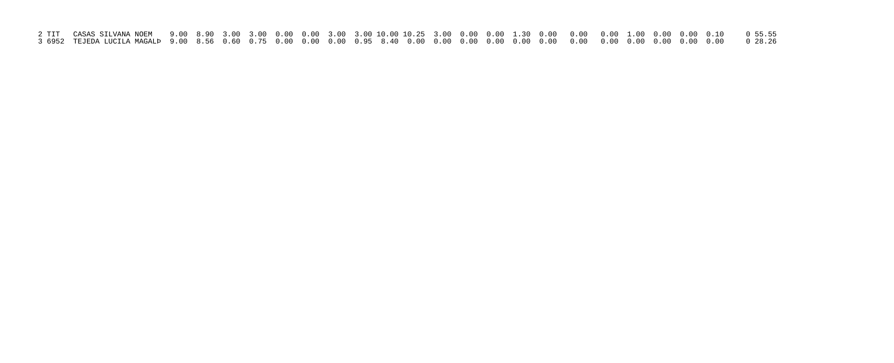| | | | | | | | | | | | | | | | | | | | | | | | | | | |
|---|---|---|---|---|---|---|---|---|---|---|---|---|---|---|---|---|---|---|---|---|---|---|---|---|---|---|
| 2 | TIT | CASAS SILVANA NOEM | 9.00 | 8.90 | 3.00 | 3.00 | 0.00 | 0.00 | 3.00 | 3.00 | 10.00 | 10.25 | 3.00 | 0.00 | 0.00 | 1.30 | 0.00 | 0.00 | 0.00 | 1.00 | 0.00 | 0.00 | 0.10 | | 0 | 55.55 |
| 3 | 6952 | TEJEDA LUCILA MAGALÞ | 9.00 | 8.56 | 0.60 | 0.75 | 0.00 | 0.00 | 0.00 | 0.95 | 8.40 | 0.00 | 0.00 | 0.00 | 0.00 | 0.00 | 0.00 | 0.00 | 0.00 | 0.00 | 0.00 | 0.00 | 0.00 | | 0 | 28.26 |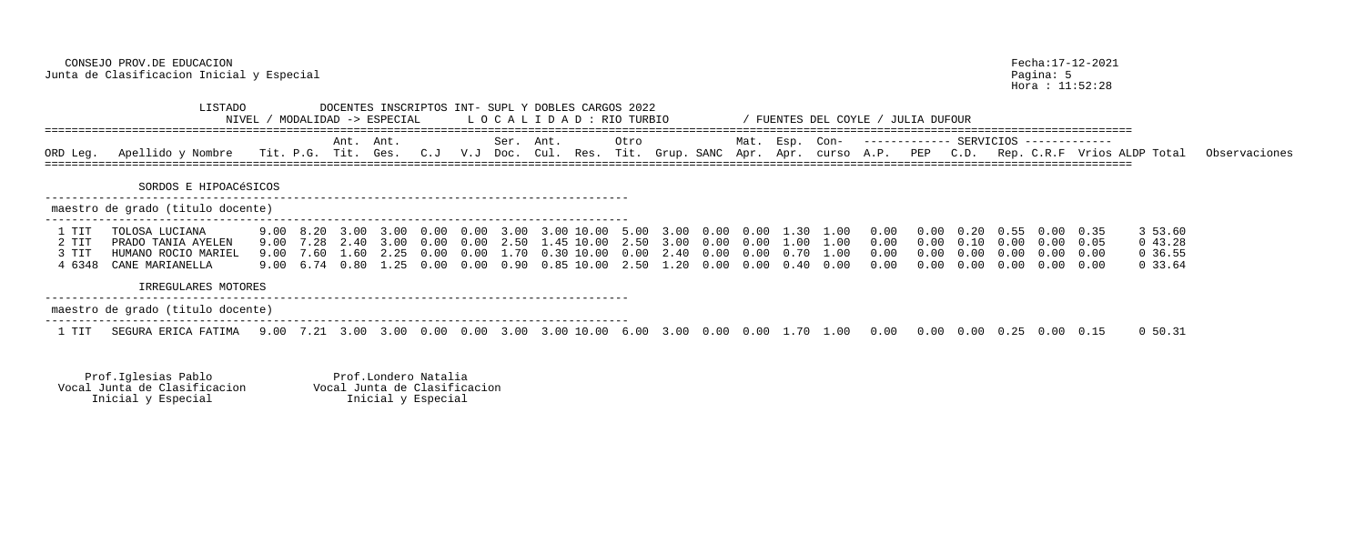CONSEJO PROV.DE EDUCACION
Junta de Clasificacion Inicial y Especial

Fecha:17-12-2021
Pagina: 5
Hora : 11:52:28

LISTADO DOCENTES INSCRIPTOS INT- SUPL Y DOBLES CARGOS 2022
NIVEL / MODALIDAD -> ESPECIAL L O C A L I D A D : RIO TURBIO / FUENTES DEL COYLE / JULIA DUFOUR

| ORD | Leg. | Apellido y Nombre | Tit. | P.G. | Ant. Tit. | Ant. Ges. | C.J | V.J | Ser. Doc. | Ant. Cul. | Res. | Otro Tit. | Grup. | SANC | Mat. Apr. | Esp. Apr. | Con- curso | A.P. | PEP | C.D. | Rep. | C.R.F | Vrios | ALDP | Total | Observaciones |
|---|---|---|---|---|---|---|---|---|---|---|---|---|---|---|---|---|---|---|---|---|---|---|---|---|---|---|
| **SORDOS E HIPOACÉSICOS** | | | | | | | | | | | | | | | | | | | | | | | | | | |
| maestro de grado (titulo docente) | | | | | | | | | | | | | | | | | | | | | | | | | | |
| 1 | TIT | TOLOSA LUCIANA | 9.00 | 8.20 | 3.00 | 3.00 | 0.00 | 0.00 | 3.00 | 3.00 | 10.00 | 5.00 | 3.00 | 0.00 | 0.00 | 1.30 | 1.00 | 0.00 | 0.00 | 0.20 | 0.55 | 0.00 | 0.35 | 3 | 53.60 | |
| 2 | TIT | PRADO TANIA AYELEN | 9.00 | 7.28 | 2.40 | 3.00 | 0.00 | 0.00 | 2.50 | 1.45 | 10.00 | 2.50 | 3.00 | 0.00 | 0.00 | 1.00 | 1.00 | 0.00 | 0.00 | 0.10 | 0.00 | 0.00 | 0.05 | 0 | 43.28 | |
| 3 | TIT | HUMANO ROCIO MARIEL | 9.00 | 7.60 | 1.60 | 2.25 | 0.00 | 0.00 | 1.70 | 0.30 | 10.00 | 0.00 | 2.40 | 0.00 | 0.00 | 0.70 | 1.00 | 0.00 | 0.00 | 0.00 | 0.00 | 0.00 | 0.00 | 0 | 36.55 | |
| 4 | 6348 | CANE MARIANELLA | 9.00 | 6.74 | 0.80 | 1.25 | 0.00 | 0.00 | 0.90 | 0.85 | 10.00 | 2.50 | 1.20 | 0.00 | 0.00 | 0.40 | 0.00 | 0.00 | 0.00 | 0.00 | 0.00 | 0.00 | 0.00 | 0 | 33.64 | |
| **IRREGULARES MOTORES** | | | | | | | | | | | | | | | | | | | | | | | | | | |
| maestro de grado (titulo docente) | | | | | | | | | | | | | | | | | | | | | | | | | | |
| 1 | TIT | SEGURA ERICA FATIMA | 9.00 | 7.21 | 3.00 | 3.00 | 0.00 | 0.00 | 3.00 | 3.00 | 10.00 | 6.00 | 3.00 | 0.00 | 0.00 | 1.70 | 1.00 | 0.00 | 0.00 | 0.00 | 0.25 | 0.00 | 0.15 | 0 | 50.31 | |

Prof.Iglesias Pablo
Vocal Junta de Clasificacion
Inicial y Especial

Prof.Londero Natalia
Vocal Junta de Clasificacion
Inicial y Especial